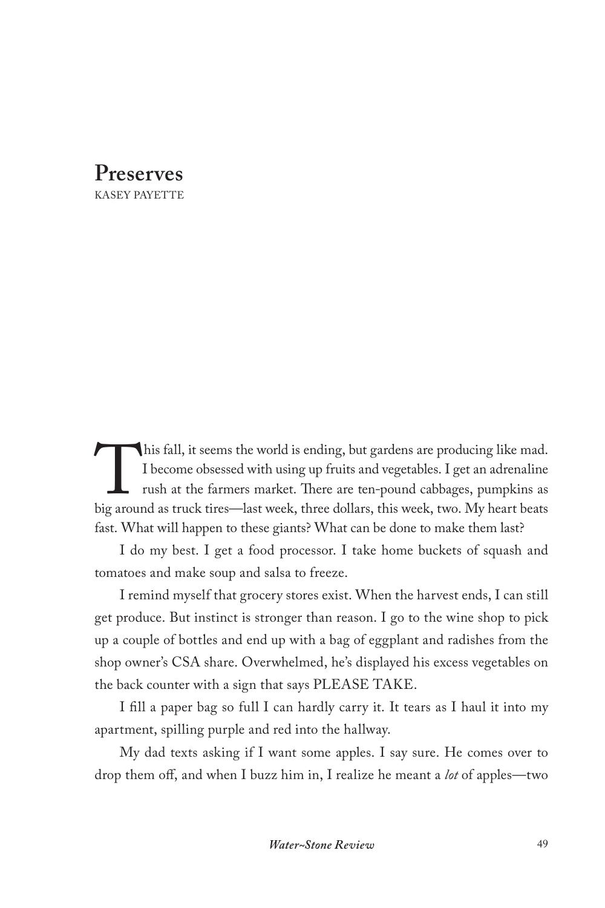# Preserves

KASEY PAYETTE

This fall, it seems the world is ending, but gardens are producing like mad. I become obsessed with using up fruits and vegetables. I get an adrenaline rush at the farmers market. There are ten-pound cabbages, pumpkins as big around as truck tires—last week, three dollars, this week, two. My heart beats fast. What will happen to these giants? What can be done to make them last?

I do my best. I get a food processor. I take home buckets of squash and tomatoes and make soup and salsa to freeze.

I remind myself that grocery stores exist. When the harvest ends, I can still get produce. But instinct is stronger than reason. I go to the wine shop to pick up a couple of bottles and end up with a bag of eggplant and radishes from the shop owner's CSA share. Overwhelmed, he's displayed his excess vegetables on the back counter with a sign that says PLEASE TAKE.

I fill a paper bag so full I can hardly carry it. It tears as I haul it into my apartment, spilling purple and red into the hallway.

My dad texts asking if I want some apples. I say sure. He comes over to drop them off, and when I buzz him in, I realize he meant a *lot* of apples—two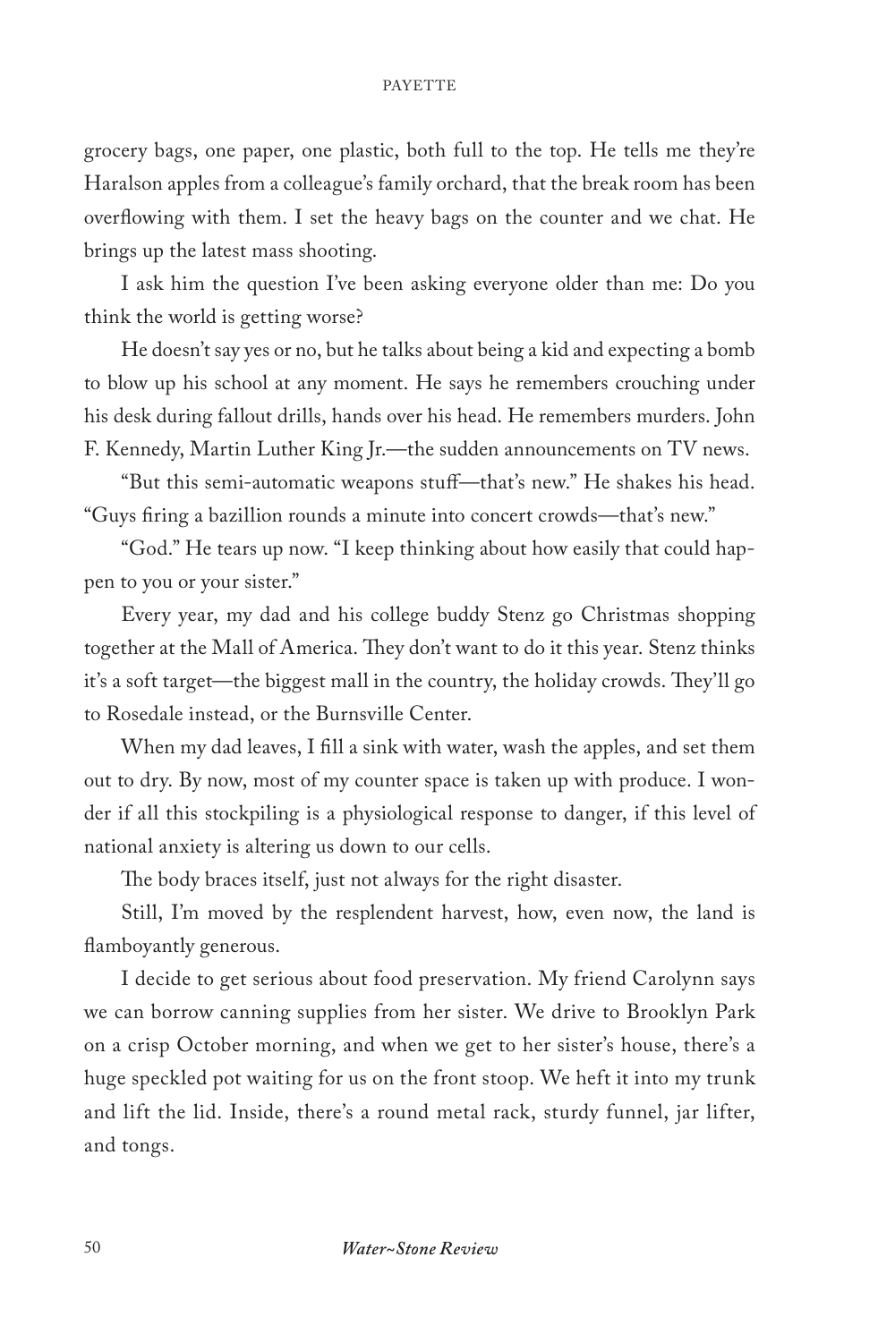grocery bags, one paper, one plastic, both full to the top. He tells me they're Haralson apples from a colleague's family orchard, that the break room has been overflowing with them. I set the heavy bags on the counter and we chat. He brings up the latest mass shooting.

I ask him the question I've been asking everyone older than me: Do you think the world is getting worse?

He doesn't say yes or no, but he talks about being a kid and expecting a bomb to blow up his school at any moment. He says he remembers crouching under his desk during fallout drills, hands over his head. He remembers murders. John F. Kennedy, Martin Luther King Jr.—the sudden announcements on TV news.

"But this semi-automatic weapons stuff—that's new." He shakes his head. "Guys firing a bazillion rounds a minute into concert crowds—that's new."

"God." He tears up now. "I keep thinking about how easily that could happen to you or your sister."

Every year, my dad and his college buddy Stenz go Christmas shopping together at the Mall of America. They don't want to do it this year. Stenz thinks it's a soft target—the biggest mall in the country, the holiday crowds. They'll go to Rosedale instead, or the Burnsville Center.

When my dad leaves, I fill a sink with water, wash the apples, and set them out to dry. By now, most of my counter space is taken up with produce. I wonder if all this stockpiling is a physiological response to danger, if this level of national anxiety is altering us down to our cells.

The body braces itself, just not always for the right disaster.

Still, I'm moved by the resplendent harvest, how, even now, the land is flamboyantly generous.

I decide to get serious about food preservation. My friend Carolynn says we can borrow canning supplies from her sister. We drive to Brooklyn Park on a crisp October morning, and when we get to her sister's house, there's a huge speckled pot waiting for us on the front stoop. We heft it into my trunk and lift the lid. Inside, there's a round metal rack, sturdy funnel, jar lifter, and tongs.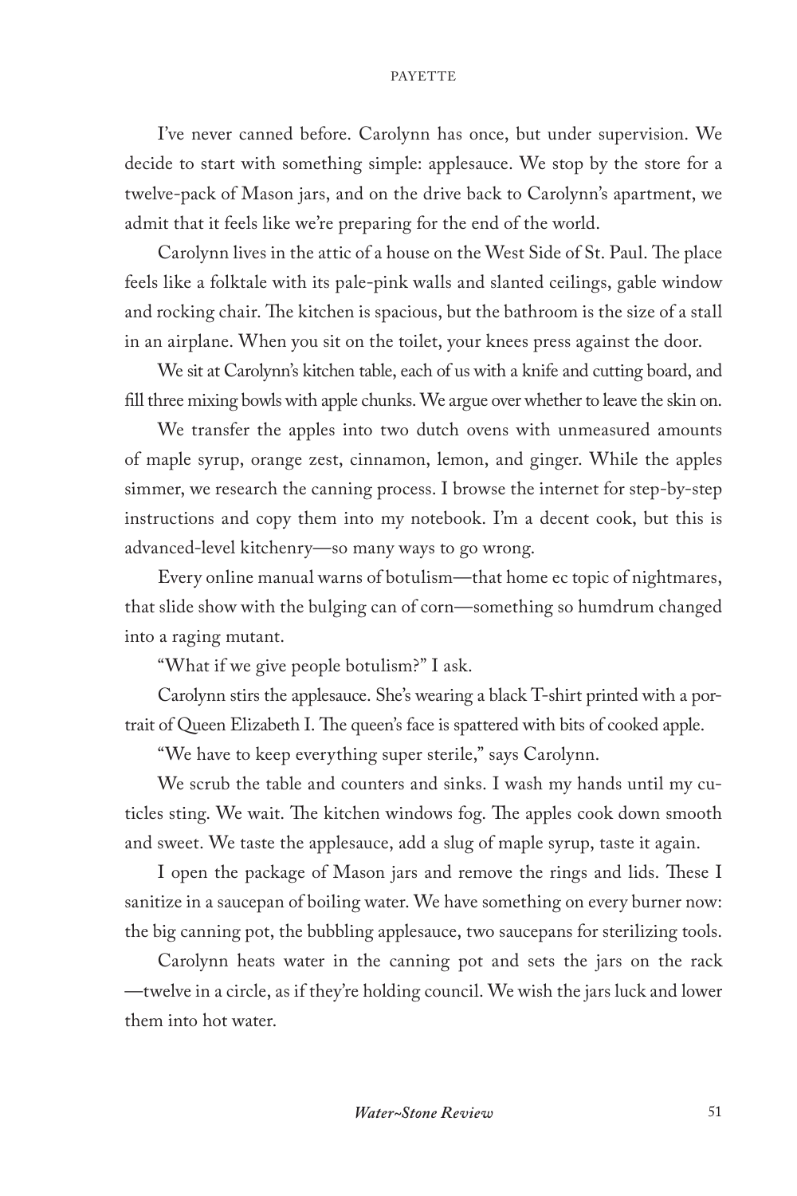I've never canned before. Carolynn has once, but under supervision. We decide to start with something simple: applesauce. We stop by the store for a twelve-pack of Mason jars, and on the drive back to Carolynn's apartment, we admit that it feels like we're preparing for the end of the world.

Carolynn lives in the attic of a house on the West Side of St. Paul. The place feels like a folktale with its pale-pink walls and slanted ceilings, gable window and rocking chair. The kitchen is spacious, but the bathroom is the size of a stall in an airplane. When you sit on the toilet, your knees press against the door.

We sit at Carolynn's kitchen table, each of us with a knife and cutting board, and fill three mixing bowls with apple chunks. We argue over whether to leave the skin on.

We transfer the apples into two dutch ovens with unmeasured amounts of maple syrup, orange zest, cinnamon, lemon, and ginger. While the apples simmer, we research the canning process. I browse the internet for step-by-step instructions and copy them into my notebook. I'm a decent cook, but this is advanced-level kitchenry—so many ways to go wrong.

Every online manual warns of botulism—that home ec topic of nightmares, that slide show with the bulging can of corn—something so humdrum changed into a raging mutant.

"What if we give people botulism?" I ask.

Carolynn stirs the applesauce. She's wearing a black T-shirt printed with a portrait of Queen Elizabeth I. The queen's face is spattered with bits of cooked apple.

"We have to keep everything super sterile," says Carolynn.

We scrub the table and counters and sinks. I wash my hands until my cuticles sting. We wait. The kitchen windows fog. The apples cook down smooth and sweet. We taste the applesauce, add a slug of maple syrup, taste it again.

I open the package of Mason jars and remove the rings and lids. These I sanitize in a saucepan of boiling water. We have something on every burner now: the big canning pot, the bubbling applesauce, two saucepans for sterilizing tools.

Carolynn heats water in the canning pot and sets the jars on the rack—twelve in a circle, as if they're holding council. We wish the jars luck and lower them into hot water.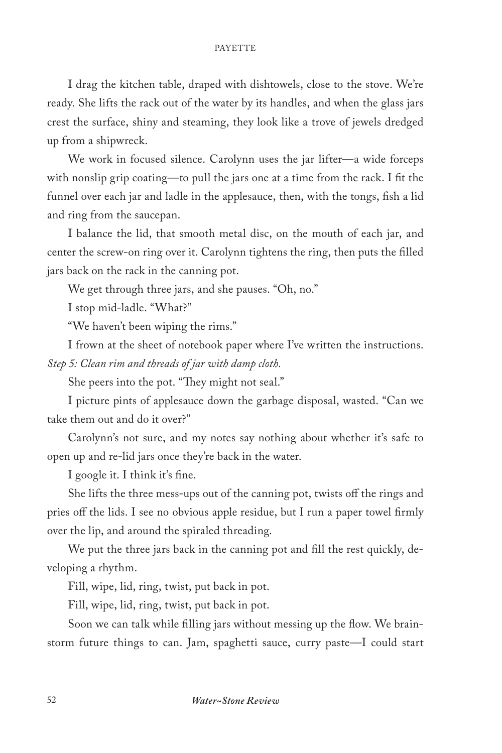I drag the kitchen table, draped with dishtowels, close to the stove. We're ready. She lifts the rack out of the water by its handles, and when the glass jars crest the surface, shiny and steaming, they look like a trove of jewels dredged up from a shipwreck.

We work in focused silence. Carolynn uses the jar lifter—a wide forceps with nonslip grip coating—to pull the jars one at a time from the rack. I fit the funnel over each jar and ladle in the applesauce, then, with the tongs, fish a lid and ring from the saucepan.

I balance the lid, that smooth metal disc, on the mouth of each jar, and center the screw-on ring over it. Carolynn tightens the ring, then puts the filled jars back on the rack in the canning pot.

We get through three jars, and she pauses. "Oh, no."

I stop mid-ladle. "What?"

"We haven't been wiping the rims."

I frown at the sheet of notebook paper where I've written the instructions. *Step 5: Clean rim and threads of jar with damp cloth.*

She peers into the pot. "They might not seal."

I picture pints of applesauce down the garbage disposal, wasted. "Can we take them out and do it over?"

Carolynn's not sure, and my notes say nothing about whether it's safe to open up and re-lid jars once they're back in the water.

I google it. I think it's fine.

She lifts the three mess-ups out of the canning pot, twists off the rings and pries off the lids. I see no obvious apple residue, but I run a paper towel firmly over the lip, and around the spiraled threading.

We put the three jars back in the canning pot and fill the rest quickly, developing a rhythm.

Fill, wipe, lid, ring, twist, put back in pot.

Fill, wipe, lid, ring, twist, put back in pot.

Soon we can talk while filling jars without messing up the flow. We brainstorm future things to can. Jam, spaghetti sauce, curry paste—I could start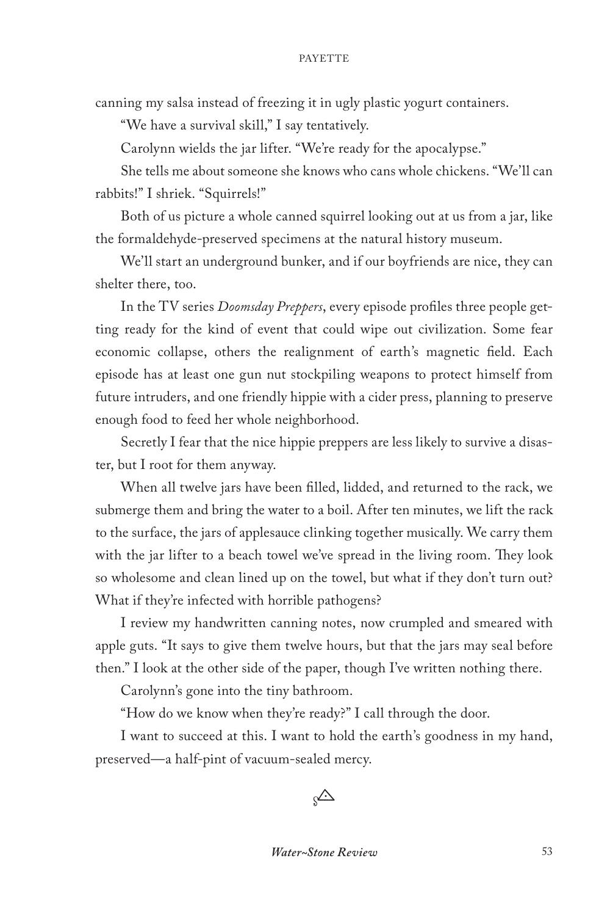canning my salsa instead of freezing it in ugly plastic yogurt containers.

"We have a survival skill," I say tentatively.

Carolynn wields the jar lifter. "We're ready for the apocalypse."

She tells me about someone she knows who cans whole chickens. "We'll can rabbits!" I shriek. "Squirrels!"

Both of us picture a whole canned squirrel looking out at us from a jar, like the formaldehyde-preserved specimens at the natural history museum.

We'll start an underground bunker, and if our boyfriends are nice, they can shelter there, too.

In the TV series *Doomsday Preppers*, every episode profiles three people getting ready for the kind of event that could wipe out civilization. Some fear economic collapse, others the realignment of earth's magnetic field. Each episode has at least one gun nut stockpiling weapons to protect himself from future intruders, and one friendly hippie with a cider press, planning to preserve enough food to feed her whole neighborhood.

Secretly I fear that the nice hippie preppers are less likely to survive a disaster, but I root for them anyway.

When all twelve jars have been filled, lidded, and returned to the rack, we submerge them and bring the water to a boil. After ten minutes, we lift the rack to the surface, the jars of applesauce clinking together musically. We carry them with the jar lifter to a beach towel we've spread in the living room. They look so wholesome and clean lined up on the towel, but what if they don't turn out? What if they're infected with horrible pathogens?

I review my handwritten canning notes, now crumpled and smeared with apple guts. "It says to give them twelve hours, but that the jars may seal before then." I look at the other side of the paper, though I've written nothing there.

Carolynn's gone into the tiny bathroom.

"How do we know when they're ready?" I call through the door.

I want to succeed at this. I want to hold the earth's goodness in my hand, preserved—a half-pint of vacuum-sealed mercy.